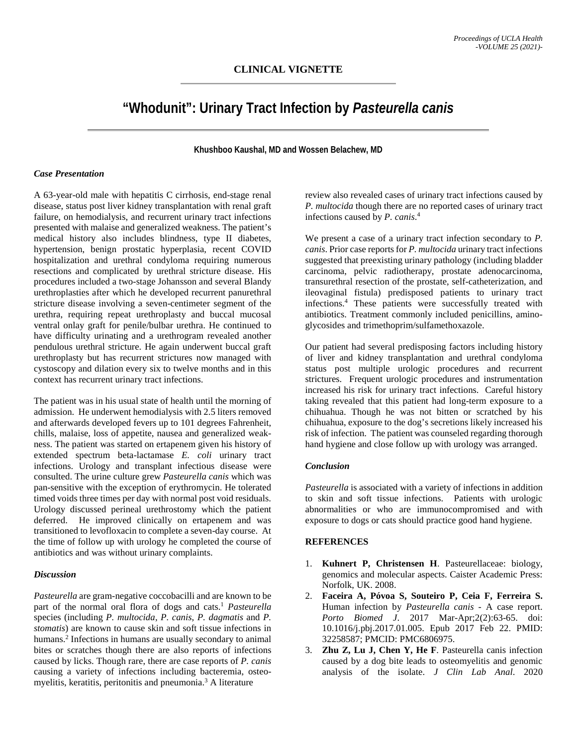CLINICAL VIGNETTE

# "Whodunit": Urinary Tract Infection by *Pasteurella canis*

**Khushboo Kaushal, MD and Wossen Belachew, MD**

### *Case Presentation*

A 63-year-old male with hepatitis C cirrhosis, end-stage renal disease, status post liver kidney transplantation with renal graft failure, on hemodialysis, and recurrent urinary tract infections presented with malaise and generalized weakness. The patient's medical history also includes blindness, type II diabetes, hypertension, benign prostatic hyperplasia, recent COVID hospitalization and urethral condyloma requiring numerous resections and complicated by urethral stricture disease. His procedures included a two-stage Johansson and several Blandy urethroplasties after which he developed recurrent panurethral stricture disease involving a seven-centimeter segment of the urethra, requiring repeat urethroplasty and buccal mucosal ventral onlay graft for penile/bulbar urethra. He continued to have difficulty urinating and a urethrogram revealed another pendulous urethral stricture. He again underwent buccal graft urethroplasty but has recurrent strictures now managed with cystoscopy and dilation every six to twelve months and in this context has recurrent urinary tract infections.

The patient was in his usual state of health until the morning of admission. He underwent hemodialysis with 2.5 liters removed and afterwards developed fevers up to 101 degrees Fahrenheit, chills, malaise, loss of appetite, nausea and generalized weakness. The patient was started on ertapenem given his history of extended spectrum beta-lactamase *E. coli* urinary tract infections. Urology and transplant infectious disease were consulted. The urine culture grew *Pasteurella canis* which was pan-sensitive with the exception of erythromycin. He tolerated timed voids three times per day with normal post void residuals. Urology discussed perineal urethrostomy which the patient deferred. He improved clinically on ertapenem and was transitioned to levofloxacin to complete a seven-day course. At the time of follow up with urology he completed the course of antibiotics and was without urinary complaints.

### *Discussion*

*Pasteurella* are gram-negative coccobacilli and are known to be part of the normal oral flora of dogs and cats.[1] *Pasteurella* species (including *P. multocida*, *P. canis*, *P. dagmatis* and *P. stomatis*) are known to cause skin and soft tissue infections in humans.[2] Infections in humans are usually secondary to animal bites or scratches though there are also reports of infections caused by licks. Though rare, there are case reports of *P. canis* causing a variety of infections including bacteremia, osteomyelitis, keratitis, peritonitis and pneumonia.[3] A literature review also revealed cases of urinary tract infections caused by *P. multocida* though there are no reported cases of urinary tract infections caused by *P. canis*.[4]

We present a case of a urinary tract infection secondary to *P. canis*. Prior case reports for *P. multocida* urinary tract infections suggested that preexisting urinary pathology (including bladder carcinoma, pelvic radiotherapy, prostate adenocarcinoma, transurethral resection of the prostate, self-catheterization, and ileovaginal fistula) predisposed patients to urinary tract infections.[4] These patients were successfully treated with antibiotics. Treatment commonly included penicillins, aminoglycosides and trimethoprim/sulfamethoxazole.

Our patient had several predisposing factors including history of liver and kidney transplantation and urethral condyloma status post multiple urologic procedures and recurrent strictures. Frequent urologic procedures and instrumentation increased his risk for urinary tract infections. Careful history taking revealed that this patient had long-term exposure to a chihuahua. Though he was not bitten or scratched by his chihuahua, exposure to the dog's secretions likely increased his risk of infection. The patient was counseled regarding thorough hand hygiene and close follow up with urology was arranged.

### *Conclusion*

*Pasteurella* is associated with a variety of infections in addition to skin and soft tissue infections. Patients with urologic abnormalities or who are immunocompromised and with exposure to dogs or cats should practice good hand hygiene.

### REFERENCES

1. **Kuhnert P, Christensen H**. Pasteurellaceae: biology, genomics and molecular aspects. Caister Academic Press: Norfolk, UK. 2008.
2. **Faceira A, Póvoa S, Souteiro P, Ceia F, Ferreira S.** Human infection by *Pasteurella canis* - A case report. *Porto Biomed J*. 2017 Mar-Apr;2(2):63-65. doi: 10.1016/j.pbj.2017.01.005. Epub 2017 Feb 22. PMID: 32258587; PMCID: PMC6806975.
3. **Zhu Z, Lu J, Chen Y, He F**. Pasteurella canis infection caused by a dog bite leads to osteomyelitis and genomic analysis of the isolate. *J Clin Lab Anal*. 2020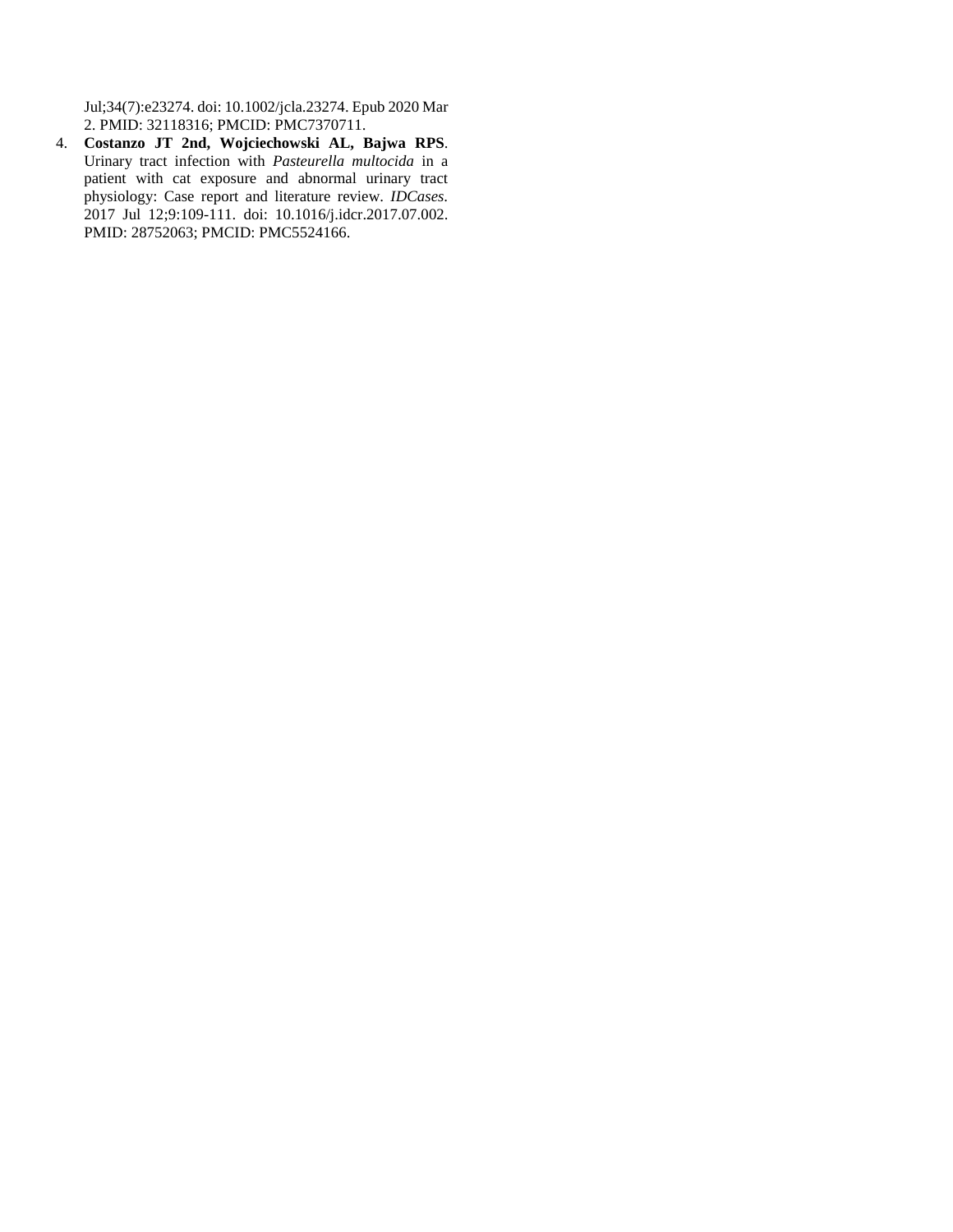Jul;34(7):e23274. doi: 10.1002/jcla.23274. Epub 2020 Mar 2. PMID: 32118316; PMCID: PMC7370711.

4. **Costanzo JT 2nd, Wojciechowski AL, Bajwa RPS**. Urinary tract infection with *Pasteurella multocida* in a patient with cat exposure and abnormal urinary tract physiology: Case report and literature review. *IDCases*. 2017 Jul 12;9:109-111. doi: 10.1016/j.idcr.2017.07.002. PMID: 28752063; PMCID: PMC5524166.